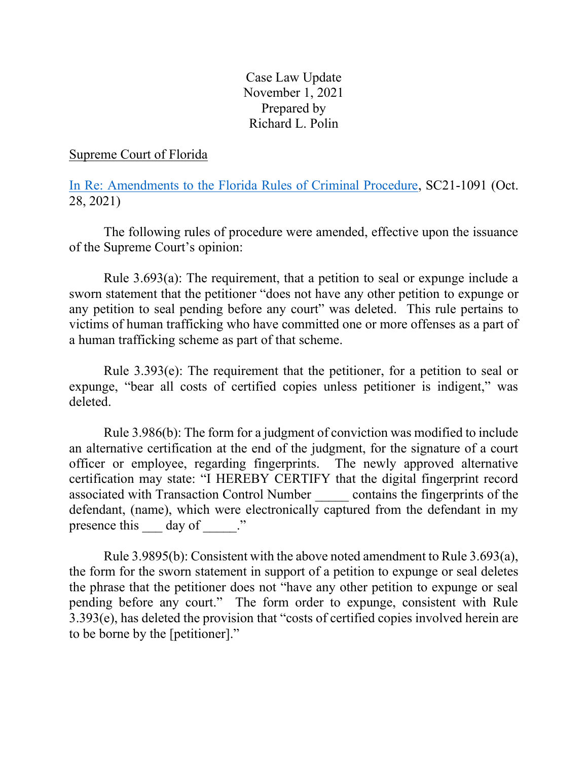Case Law Update
November 1, 2021
Prepared by
Richard L. Polin

Supreme Court of Florida

In Re: Amendments to the Florida Rules of Criminal Procedure, SC21-1091 (Oct. 28, 2021)

The following rules of procedure were amended, effective upon the issuance of the Supreme Court's opinion:

Rule 3.693(a): The requirement, that a petition to seal or expunge include a sworn statement that the petitioner "does not have any other petition to expunge or any petition to seal pending before any court" was deleted. This rule pertains to victims of human trafficking who have committed one or more offenses as a part of a human trafficking scheme as part of that scheme.

Rule 3.393(e): The requirement that the petitioner, for a petition to seal or expunge, "bear all costs of certified copies unless petitioner is indigent," was deleted.

Rule 3.986(b): The form for a judgment of conviction was modified to include an alternative certification at the end of the judgment, for the signature of a court officer or employee, regarding fingerprints. The newly approved alternative certification may state: "I HEREBY CERTIFY that the digital fingerprint record associated with Transaction Control Number _____ contains the fingerprints of the defendant, (name), which were electronically captured from the defendant in my presence this ___ day of _____."

Rule 3.9895(b): Consistent with the above noted amendment to Rule 3.693(a), the form for the sworn statement in support of a petition to expunge or seal deletes the phrase that the petitioner does not "have any other petition to expunge or seal pending before any court." The form order to expunge, consistent with Rule 3.393(e), has deleted the provision that "costs of certified copies involved herein are to be borne by the [petitioner]."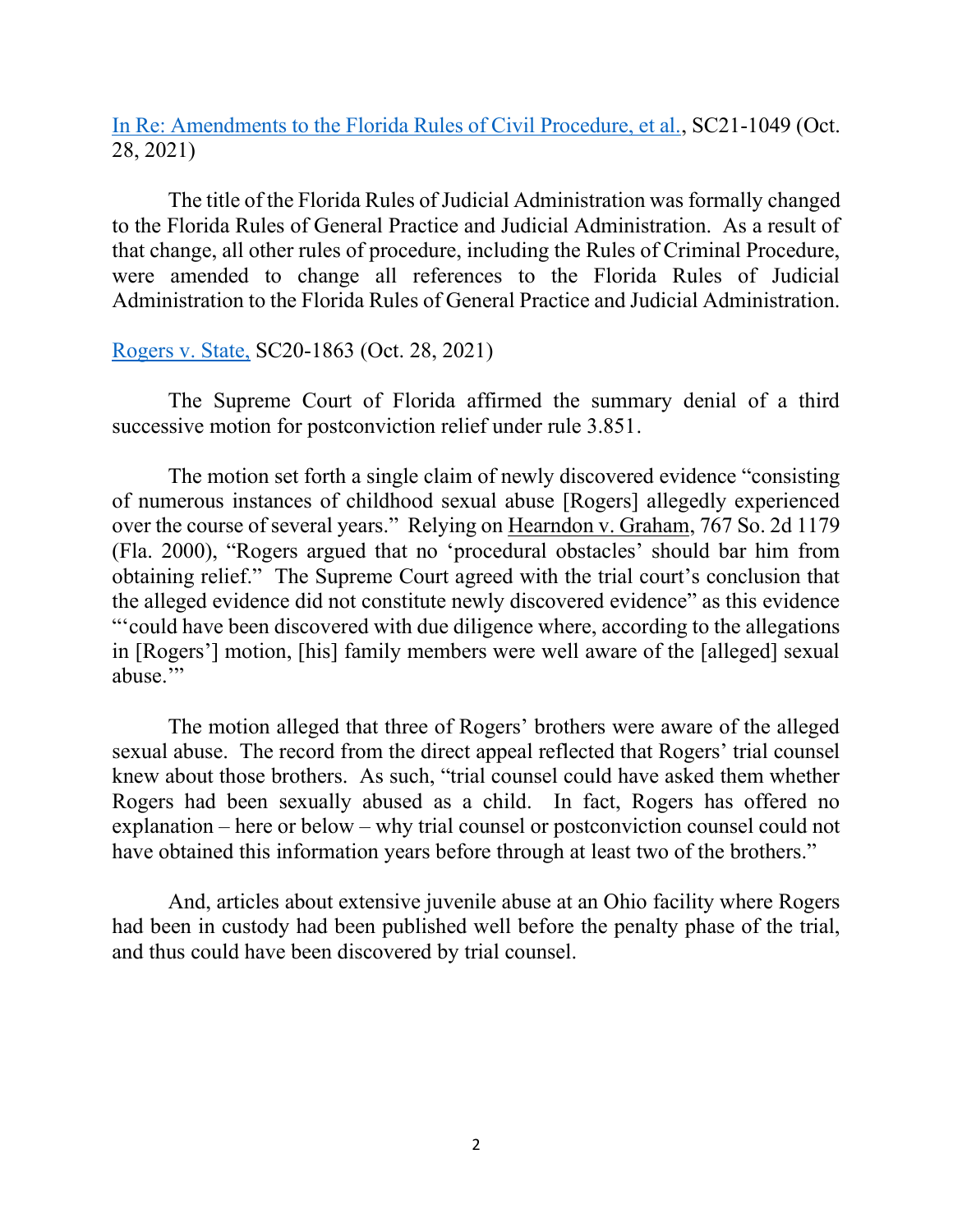In Re: Amendments to the Florida Rules of Civil Procedure, et al., SC21-1049 (Oct. 28, 2021)

The title of the Florida Rules of Judicial Administration was formally changed to the Florida Rules of General Practice and Judicial Administration. As a result of that change, all other rules of procedure, including the Rules of Criminal Procedure, were amended to change all references to the Florida Rules of Judicial Administration to the Florida Rules of General Practice and Judicial Administration.

Rogers v. State, SC20-1863 (Oct. 28, 2021)

The Supreme Court of Florida affirmed the summary denial of a third successive motion for postconviction relief under rule 3.851.

The motion set forth a single claim of newly discovered evidence "consisting of numerous instances of childhood sexual abuse [Rogers] allegedly experienced over the course of several years." Relying on Hearndon v. Graham, 767 So. 2d 1179 (Fla. 2000), "Rogers argued that no 'procedural obstacles' should bar him from obtaining relief." The Supreme Court agreed with the trial court's conclusion that the alleged evidence did not constitute newly discovered evidence" as this evidence "'could have been discovered with due diligence where, according to the allegations in [Rogers'] motion, [his] family members were well aware of the [alleged] sexual abuse.'"

The motion alleged that three of Rogers' brothers were aware of the alleged sexual abuse. The record from the direct appeal reflected that Rogers' trial counsel knew about those brothers. As such, "trial counsel could have asked them whether Rogers had been sexually abused as a child. In fact, Rogers has offered no explanation – here or below – why trial counsel or postconviction counsel could not have obtained this information years before through at least two of the brothers."

And, articles about extensive juvenile abuse at an Ohio facility where Rogers had been in custody had been published well before the penalty phase of the trial, and thus could have been discovered by trial counsel.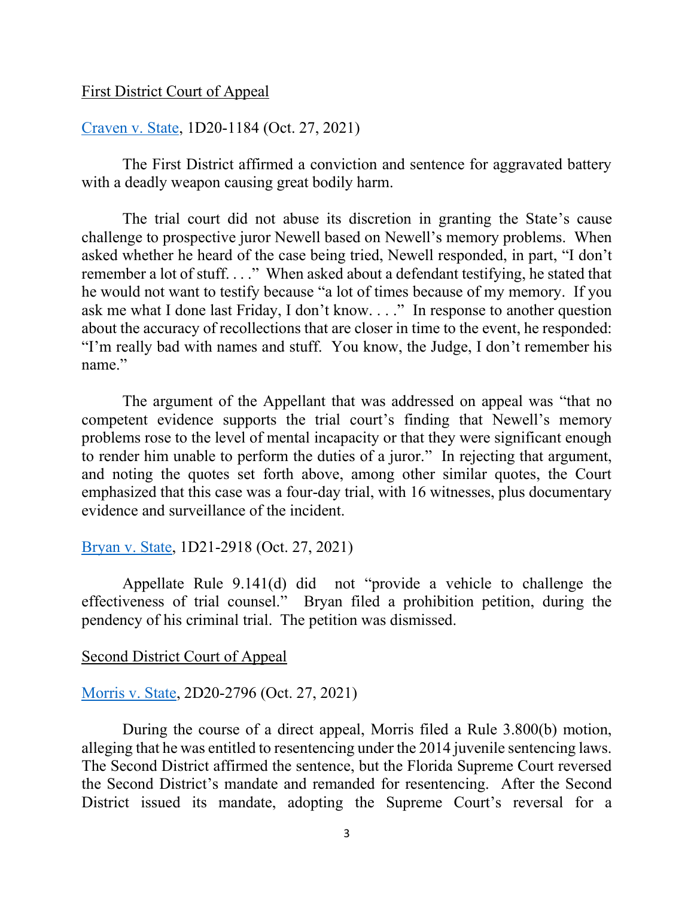First District Court of Appeal

[Craven v. State](), 1D20-1184 (Oct. 27, 2021)

The First District affirmed a conviction and sentence for aggravated battery with a deadly weapon causing great bodily harm.

The trial court did not abuse its discretion in granting the State's cause challenge to prospective juror Newell based on Newell's memory problems. When asked whether he heard of the case being tried, Newell responded, in part, "I don't remember a lot of stuff. . . ." When asked about a defendant testifying, he stated that he would not want to testify because "a lot of times because of my memory. If you ask me what I done last Friday, I don't know. . . ." In response to another question about the accuracy of recollections that are closer in time to the event, he responded: "I'm really bad with names and stuff. You know, the Judge, I don't remember his name."

The argument of the Appellant that was addressed on appeal was "that no competent evidence supports the trial court's finding that Newell's memory problems rose to the level of mental incapacity or that they were significant enough to render him unable to perform the duties of a juror." In rejecting that argument, and noting the quotes set forth above, among other similar quotes, the Court emphasized that this case was a four-day trial, with 16 witnesses, plus documentary evidence and surveillance of the incident.

[Bryan v. State](), 1D21-2918 (Oct. 27, 2021)

Appellate Rule 9.141(d) did not "provide a vehicle to challenge the effectiveness of trial counsel." Bryan filed a prohibition petition, during the pendency of his criminal trial. The petition was dismissed.

Second District Court of Appeal

[Morris v. State](), 2D20-2796 (Oct. 27, 2021)

During the course of a direct appeal, Morris filed a Rule 3.800(b) motion, alleging that he was entitled to resentencing under the 2014 juvenile sentencing laws. The Second District affirmed the sentence, but the Florida Supreme Court reversed the Second District's mandate and remanded for resentencing. After the Second District issued its mandate, adopting the Supreme Court's reversal for a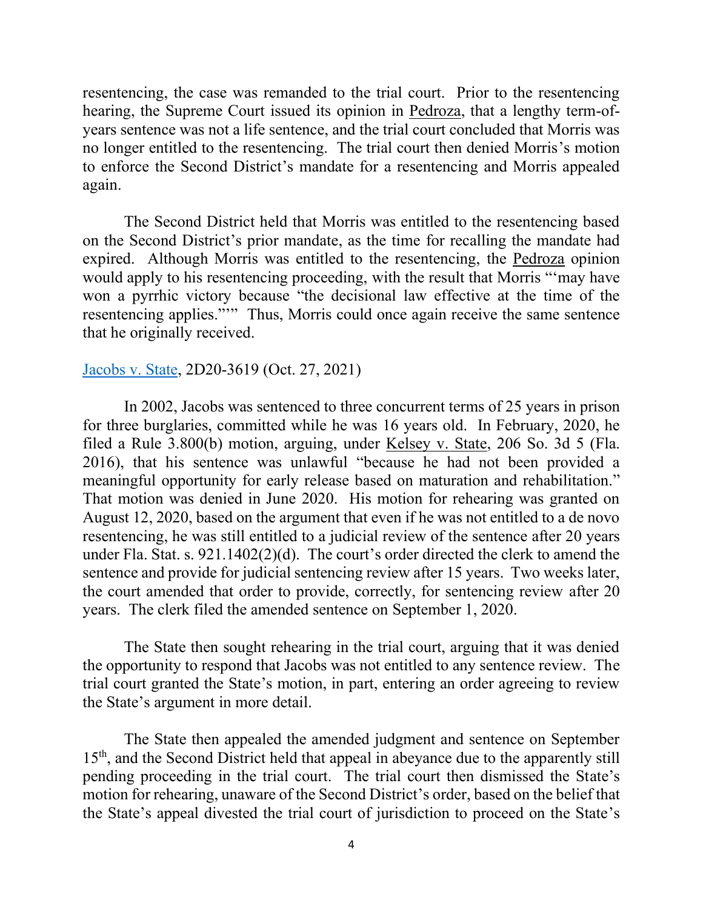resentencing, the case was remanded to the trial court. Prior to the resentencing hearing, the Supreme Court issued its opinion in Pedroza, that a lengthy term-of-years sentence was not a life sentence, and the trial court concluded that Morris was no longer entitled to the resentencing. The trial court then denied Morris's motion to enforce the Second District's mandate for a resentencing and Morris appealed again.

The Second District held that Morris was entitled to the resentencing based on the Second District's prior mandate, as the time for recalling the mandate had expired. Although Morris was entitled to the resentencing, the Pedroza opinion would apply to his resentencing proceeding, with the result that Morris "'may have won a pyrrhic victory because "the decisional law effective at the time of the resentencing applies."'" Thus, Morris could once again receive the same sentence that he originally received.

[Jacobs v. State](), 2D20-3619 (Oct. 27, 2021)

In 2002, Jacobs was sentenced to three concurrent terms of 25 years in prison for three burglaries, committed while he was 16 years old. In February, 2020, he filed a Rule 3.800(b) motion, arguing, under Kelsey v. State, 206 So. 3d 5 (Fla. 2016), that his sentence was unlawful "because he had not been provided a meaningful opportunity for early release based on maturation and rehabilitation." That motion was denied in June 2020. His motion for rehearing was granted on August 12, 2020, based on the argument that even if he was not entitled to a de novo resentencing, he was still entitled to a judicial review of the sentence after 20 years under Fla. Stat. s. 921.1402(2)(d). The court's order directed the clerk to amend the sentence and provide for judicial sentencing review after 15 years. Two weeks later, the court amended that order to provide, correctly, for sentencing review after 20 years. The clerk filed the amended sentence on September 1, 2020.

The State then sought rehearing in the trial court, arguing that it was denied the opportunity to respond that Jacobs was not entitled to any sentence review. The trial court granted the State's motion, in part, entering an order agreeing to review the State's argument in more detail.

The State then appealed the amended judgment and sentence on September 15th, and the Second District held that appeal in abeyance due to the apparently still pending proceeding in the trial court. The trial court then dismissed the State's motion for rehearing, unaware of the Second District's order, based on the belief that the State's appeal divested the trial court of jurisdiction to proceed on the State's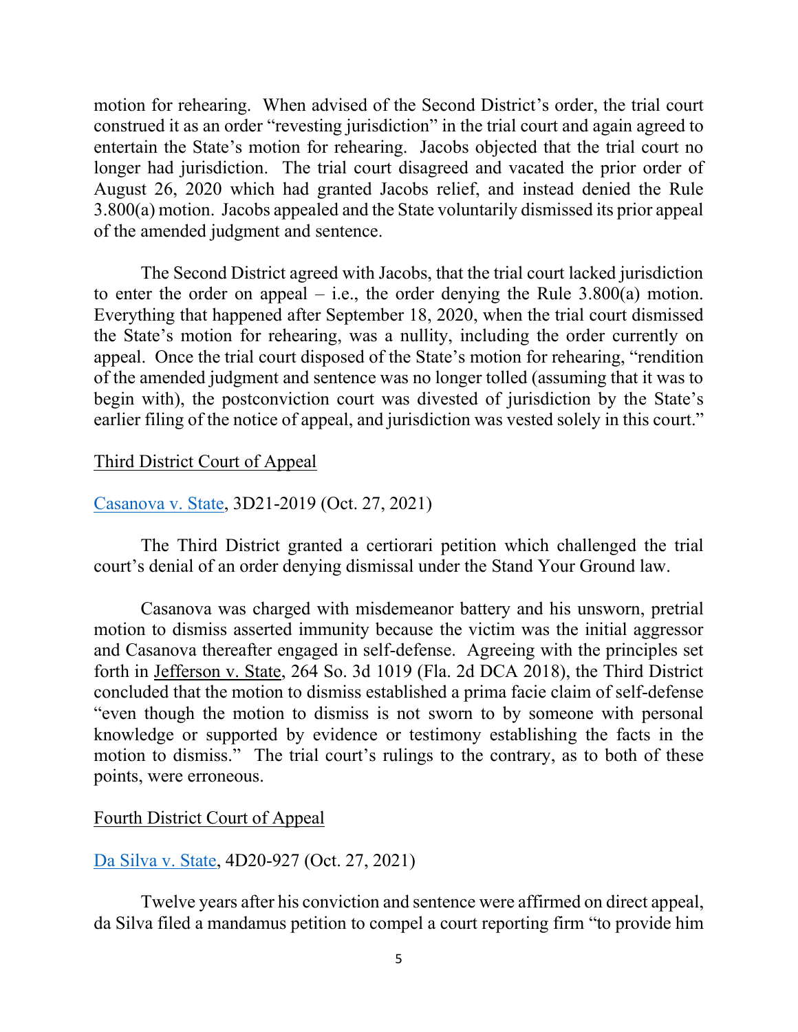motion for rehearing. When advised of the Second District's order, the trial court construed it as an order "revesting jurisdiction" in the trial court and again agreed to entertain the State's motion for rehearing. Jacobs objected that the trial court no longer had jurisdiction. The trial court disagreed and vacated the prior order of August 26, 2020 which had granted Jacobs relief, and instead denied the Rule 3.800(a) motion. Jacobs appealed and the State voluntarily dismissed its prior appeal of the amended judgment and sentence.

The Second District agreed with Jacobs, that the trial court lacked jurisdiction to enter the order on appeal – i.e., the order denying the Rule 3.800(a) motion. Everything that happened after September 18, 2020, when the trial court dismissed the State's motion for rehearing, was a nullity, including the order currently on appeal. Once the trial court disposed of the State's motion for rehearing, "rendition of the amended judgment and sentence was no longer tolled (assuming that it was to begin with), the postconviction court was divested of jurisdiction by the State's earlier filing of the notice of appeal, and jurisdiction was vested solely in this court."

<u>Third District Court of Appeal</u>

[Casanova v. State](), 3D21-2019 (Oct. 27, 2021)

The Third District granted a certiorari petition which challenged the trial court's denial of an order denying dismissal under the Stand Your Ground law.

Casanova was charged with misdemeanor battery and his unsworn, pretrial motion to dismiss asserted immunity because the victim was the initial aggressor and Casanova thereafter engaged in self-defense. Agreeing with the principles set forth in <u>Jefferson v. State</u>, 264 So. 3d 1019 (Fla. 2d DCA 2018), the Third District concluded that the motion to dismiss established a prima facie claim of self-defense "even though the motion to dismiss is not sworn to by someone with personal knowledge or supported by evidence or testimony establishing the facts in the motion to dismiss." The trial court's rulings to the contrary, as to both of these points, were erroneous.

<u>Fourth District Court of Appeal</u>

[Da Silva v. State](), 4D20-927 (Oct. 27, 2021)

Twelve years after his conviction and sentence were affirmed on direct appeal, da Silva filed a mandamus petition to compel a court reporting firm "to provide him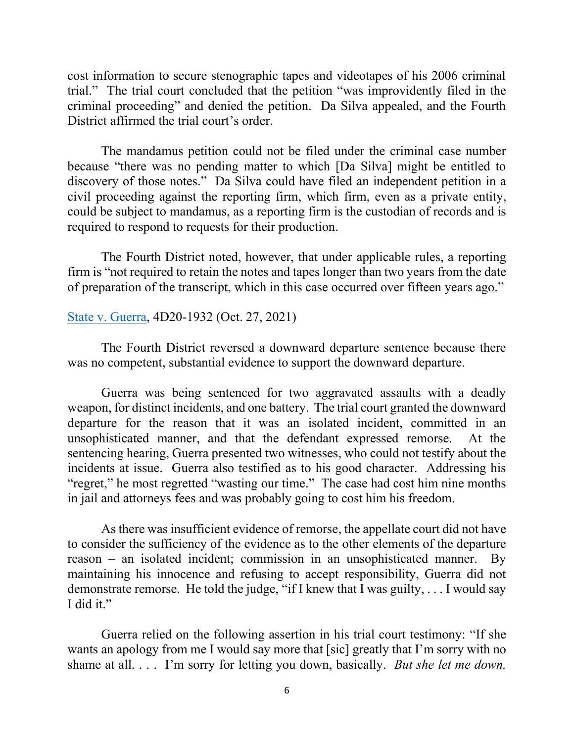cost information to secure stenographic tapes and videotapes of his 2006 criminal trial." The trial court concluded that the petition "was improvidently filed in the criminal proceeding" and denied the petition. Da Silva appealed, and the Fourth District affirmed the trial court's order.

The mandamus petition could not be filed under the criminal case number because "there was no pending matter to which [Da Silva] might be entitled to discovery of those notes." Da Silva could have filed an independent petition in a civil proceeding against the reporting firm, which firm, even as a private entity, could be subject to mandamus, as a reporting firm is the custodian of records and is required to respond to requests for their production.

The Fourth District noted, however, that under applicable rules, a reporting firm is "not required to retain the notes and tapes longer than two years from the date of preparation of the transcript, which in this case occurred over fifteen years ago."

State v. Guerra, 4D20-1932 (Oct. 27, 2021)

The Fourth District reversed a downward departure sentence because there was no competent, substantial evidence to support the downward departure.

Guerra was being sentenced for two aggravated assaults with a deadly weapon, for distinct incidents, and one battery. The trial court granted the downward departure for the reason that it was an isolated incident, committed in an unsophisticated manner, and that the defendant expressed remorse. At the sentencing hearing, Guerra presented two witnesses, who could not testify about the incidents at issue. Guerra also testified as to his good character. Addressing his "regret," he most regretted "wasting our time." The case had cost him nine months in jail and attorneys fees and was probably going to cost him his freedom.

As there was insufficient evidence of remorse, the appellate court did not have to consider the sufficiency of the evidence as to the other elements of the departure reason – an isolated incident; commission in an unsophisticated manner. By maintaining his innocence and refusing to accept responsibility, Guerra did not demonstrate remorse. He told the judge, "if I knew that I was guilty, . . . I would say I did it."

Guerra relied on the following assertion in his trial court testimony: "If she wants an apology from me I would say more that [sic] greatly that I'm sorry with no shame at all. . . . I'm sorry for letting you down, basically. *But she let me down,*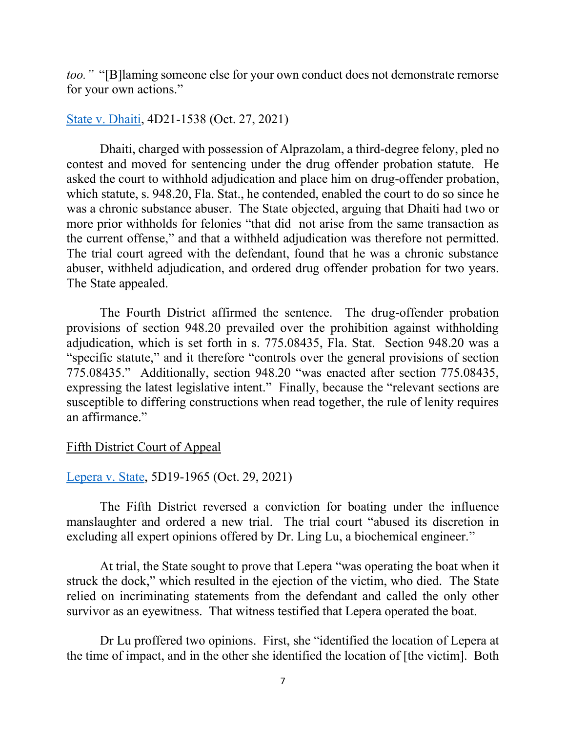*too."* "[B]laming someone else for your own conduct does not demonstrate remorse for your own actions."

State v. Dhaiti, 4D21-1538 (Oct. 27, 2021)

Dhaiti, charged with possession of Alprazolam, a third-degree felony, pled no contest and moved for sentencing under the drug offender probation statute. He asked the court to withhold adjudication and place him on drug-offender probation, which statute, s. 948.20, Fla. Stat., he contended, enabled the court to do so since he was a chronic substance abuser. The State objected, arguing that Dhaiti had two or more prior withholds for felonies "that did not arise from the same transaction as the current offense," and that a withheld adjudication was therefore not permitted. The trial court agreed with the defendant, found that he was a chronic substance abuser, withheld adjudication, and ordered drug offender probation for two years. The State appealed.

The Fourth District affirmed the sentence. The drug-offender probation provisions of section 948.20 prevailed over the prohibition against withholding adjudication, which is set forth in s. 775.08435, Fla. Stat. Section 948.20 was a "specific statute," and it therefore "controls over the general provisions of section 775.08435." Additionally, section 948.20 "was enacted after section 775.08435, expressing the latest legislative intent." Finally, because the "relevant sections are susceptible to differing constructions when read together, the rule of lenity requires an affirmance."

Fifth District Court of Appeal

Lepera v. State, 5D19-1965 (Oct. 29, 2021)

The Fifth District reversed a conviction for boating under the influence manslaughter and ordered a new trial. The trial court "abused its discretion in excluding all expert opinions offered by Dr. Ling Lu, a biochemical engineer."

At trial, the State sought to prove that Lepera "was operating the boat when it struck the dock," which resulted in the ejection of the victim, who died. The State relied on incriminating statements from the defendant and called the only other survivor as an eyewitness. That witness testified that Lepera operated the boat.

Dr Lu proffered two opinions. First, she "identified the location of Lepera at the time of impact, and in the other she identified the location of [the victim]. Both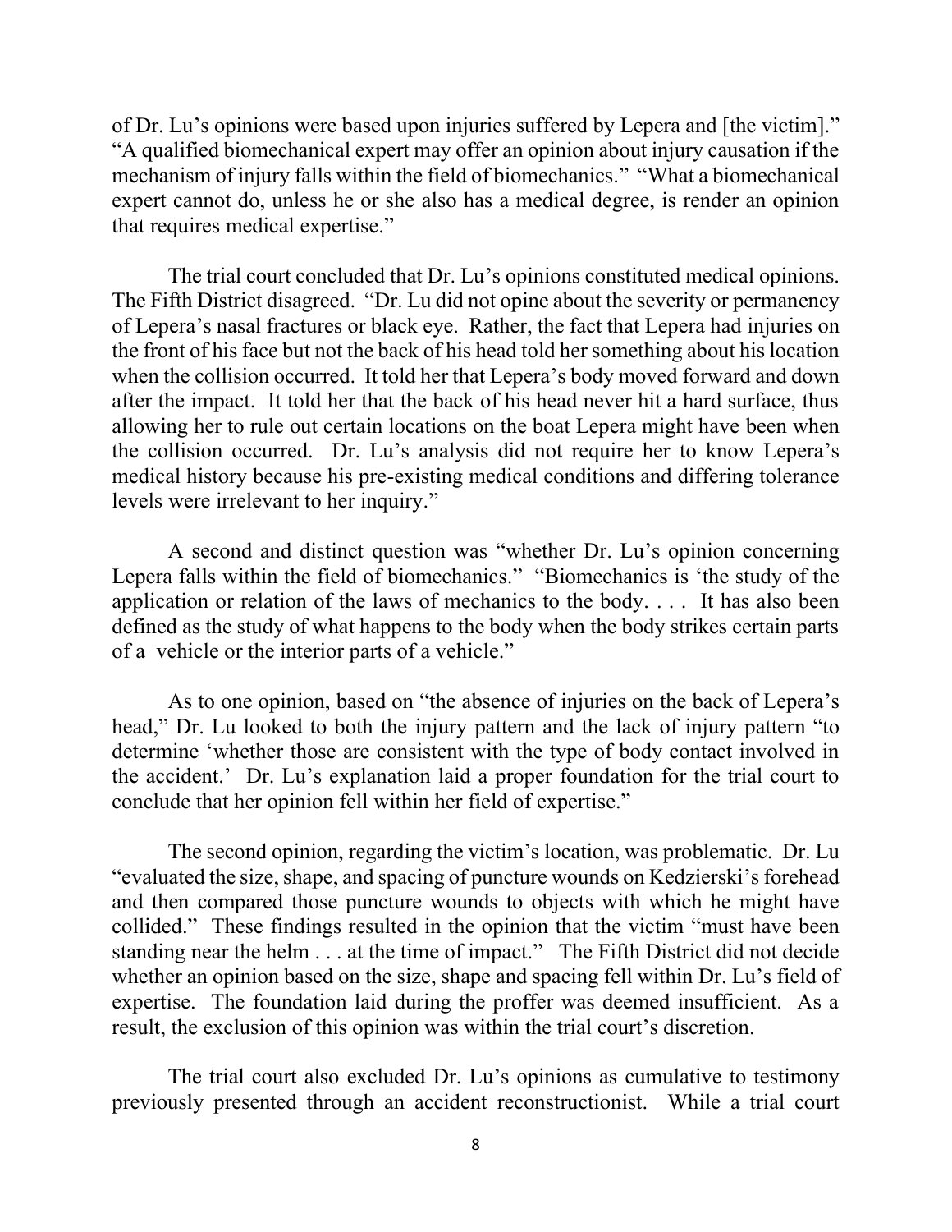of Dr. Lu's opinions were based upon injuries suffered by Lepera and [the victim]." "A qualified biomechanical expert may offer an opinion about injury causation if the mechanism of injury falls within the field of biomechanics." "What a biomechanical expert cannot do, unless he or she also has a medical degree, is render an opinion that requires medical expertise."

The trial court concluded that Dr. Lu's opinions constituted medical opinions. The Fifth District disagreed. "Dr. Lu did not opine about the severity or permanency of Lepera's nasal fractures or black eye. Rather, the fact that Lepera had injuries on the front of his face but not the back of his head told her something about his location when the collision occurred. It told her that Lepera's body moved forward and down after the impact. It told her that the back of his head never hit a hard surface, thus allowing her to rule out certain locations on the boat Lepera might have been when the collision occurred. Dr. Lu's analysis did not require her to know Lepera's medical history because his pre-existing medical conditions and differing tolerance levels were irrelevant to her inquiry."

A second and distinct question was "whether Dr. Lu's opinion concerning Lepera falls within the field of biomechanics." "Biomechanics is 'the study of the application or relation of the laws of mechanics to the body. . . . It has also been defined as the study of what happens to the body when the body strikes certain parts of a vehicle or the interior parts of a vehicle."

As to one opinion, based on "the absence of injuries on the back of Lepera's head," Dr. Lu looked to both the injury pattern and the lack of injury pattern "to determine 'whether those are consistent with the type of body contact involved in the accident.' Dr. Lu's explanation laid a proper foundation for the trial court to conclude that her opinion fell within her field of expertise."

The second opinion, regarding the victim's location, was problematic. Dr. Lu "evaluated the size, shape, and spacing of puncture wounds on Kedzierski's forehead and then compared those puncture wounds to objects with which he might have collided." These findings resulted in the opinion that the victim "must have been standing near the helm . . . at the time of impact." The Fifth District did not decide whether an opinion based on the size, shape and spacing fell within Dr. Lu's field of expertise. The foundation laid during the proffer was deemed insufficient. As a result, the exclusion of this opinion was within the trial court's discretion.

The trial court also excluded Dr. Lu's opinions as cumulative to testimony previously presented through an accident reconstructionist. While a trial court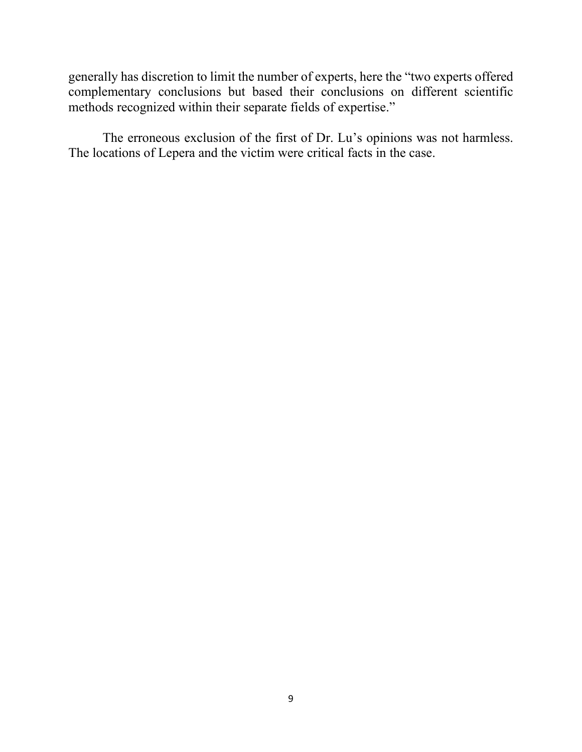generally has discretion to limit the number of experts, here the "two experts offered complementary conclusions but based their conclusions on different scientific methods recognized within their separate fields of expertise."

The erroneous exclusion of the first of Dr. Lu's opinions was not harmless. The locations of Lepera and the victim were critical facts in the case.